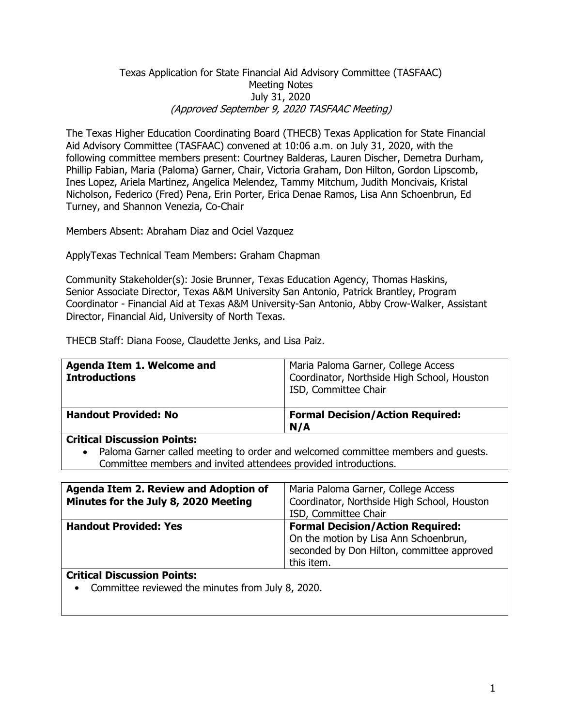Texas Application for State Financial Aid Advisory Committee (TASFAAC)
Meeting Notes
July 31, 2020
*(Approved September 9, 2020 TASFAAC Meeting)*

The Texas Higher Education Coordinating Board (THECB) Texas Application for State Financial Aid Advisory Committee (TASFAAC) convened at 10:06 a.m. on July 31, 2020, with the following committee members present: Courtney Balderas, Lauren Discher, Demetra Durham, Phillip Fabian, Maria (Paloma) Garner, Chair, Victoria Graham, Don Hilton, Gordon Lipscomb, Ines Lopez, Ariela Martinez, Angelica Melendez, Tammy Mitchum, Judith Moncivais, Kristal Nicholson, Federico (Fred) Pena, Erin Porter, Erica Denae Ramos, Lisa Ann Schoenbrun, Ed Turney, and Shannon Venezia, Co-Chair

Members Absent: Abraham Diaz and Ociel Vazquez

ApplyTexas Technical Team Members: Graham Chapman

Community Stakeholder(s): Josie Brunner, Texas Education Agency, Thomas Haskins, Senior Associate Director, Texas A&M University San Antonio, Patrick Brantley, Program Coordinator - Financial Aid at Texas A&M University-San Antonio, Abby Crow-Walker, Assistant Director, Financial Aid, University of North Texas.

THECB Staff: Diana Foose, Claudette Jenks, and Lisa Paiz.

| **Agenda Item 1. Welcome and Introductions** | Maria Paloma Garner, College Access Coordinator, Northside High School, Houston ISD, Committee Chair |
|---|---|
| **Handout Provided: No** | **Formal Decision/Action Required:** N/A |

**Critical Discussion Points:**

- Paloma Garner called meeting to order and welcomed committee members and guests. Committee members and invited attendees provided introductions.

| **Agenda Item 2. Review and Adoption of Minutes for the July 8, 2020 Meeting** | Maria Paloma Garner, College Access Coordinator, Northside High School, Houston ISD, Committee Chair |
|---|---|
| **Handout Provided: Yes** | **Formal Decision/Action Required:** On the motion by Lisa Ann Schoenbrun, seconded by Don Hilton, committee approved this item. |

**Critical Discussion Points:**

- Committee reviewed the minutes from July 8, 2020.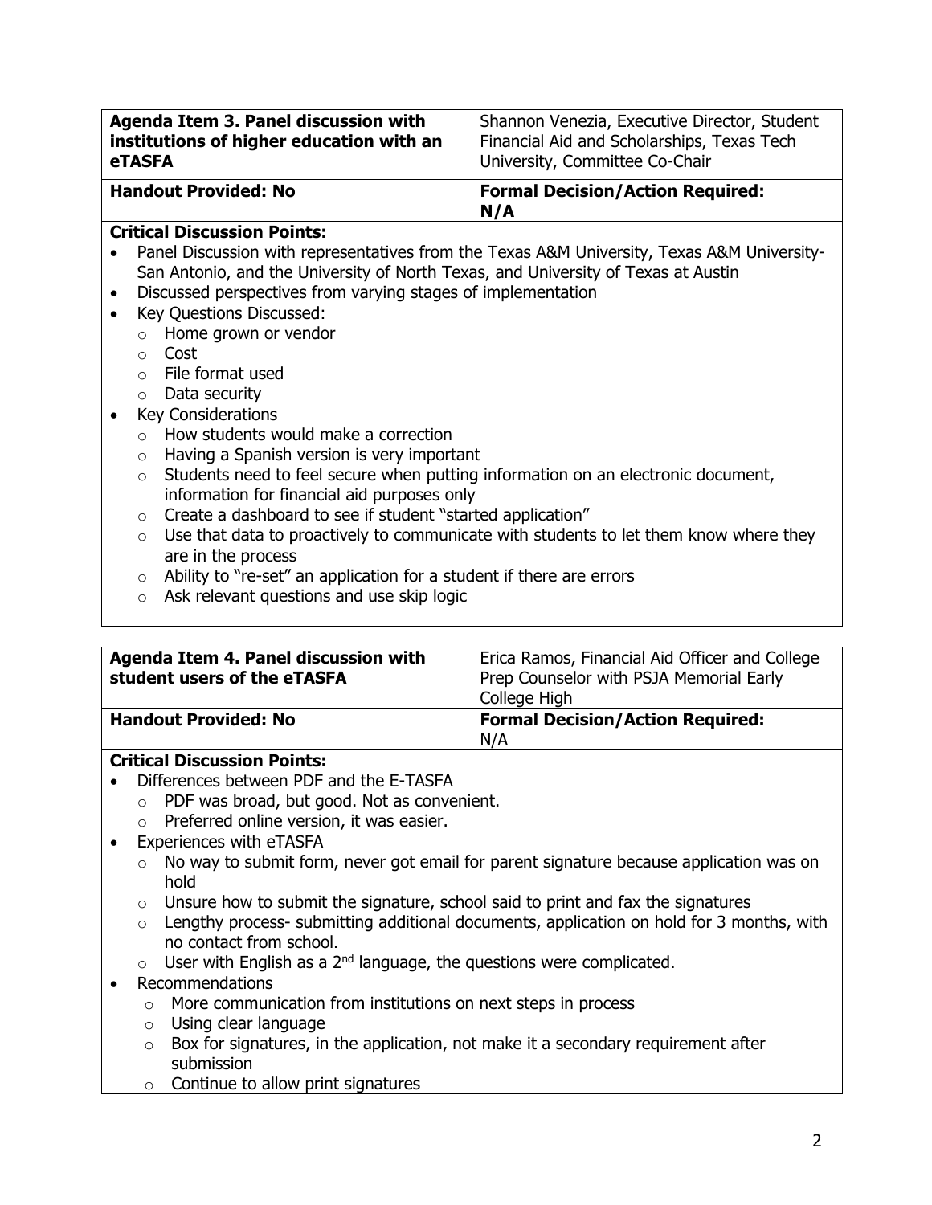| **Agenda Item 3. Panel discussion with institutions of higher education with an eTASFA** | Shannon Venezia, Executive Director, Student Financial Aid and Scholarships, Texas Tech University, Committee Co-Chair |
|---|---|
| **Handout Provided: No** | **Formal Decision/Action Required: N/A** |

**Critical Discussion Points:**

- Panel Discussion with representatives from the Texas A&M University, Texas A&M University-San Antonio, and the University of North Texas, and University of Texas at Austin
- Discussed perspectives from varying stages of implementation
- Key Questions Discussed:
  - Home grown or vendor
  - Cost
  - File format used
  - Data security
- Key Considerations
  - How students would make a correction
  - Having a Spanish version is very important
  - Students need to feel secure when putting information on an electronic document, information for financial aid purposes only
  - Create a dashboard to see if student "started application"
  - Use that data to proactively to communicate with students to let them know where they are in the process
  - Ability to "re-set" an application for a student if there are errors
  - Ask relevant questions and use skip logic

| **Agenda Item 4. Panel discussion with student users of the eTASFA** | Erica Ramos, Financial Aid Officer and College Prep Counselor with PSJA Memorial Early College High |
|---|---|
| **Handout Provided: No** | **Formal Decision/Action Required:** N/A |

**Critical Discussion Points:**

- Differences between PDF and the E-TASFA
  - PDF was broad, but good. Not as convenient.
  - Preferred online version, it was easier.
- Experiences with eTASFA
  - No way to submit form, never got email for parent signature because application was on hold
  - Unsure how to submit the signature, school said to print and fax the signatures
  - Lengthy process- submitting additional documents, application on hold for 3 months, with no contact from school.
  - User with English as a 2nd language, the questions were complicated.
- Recommendations
  - More communication from institutions on next steps in process
  - Using clear language
  - Box for signatures, in the application, not make it a secondary requirement after submission
  - Continue to allow print signatures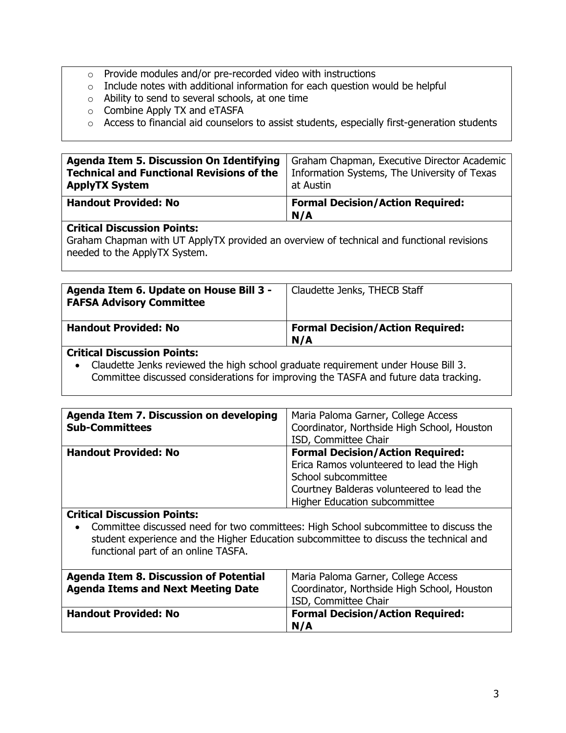- Provide modules and/or pre-recorded video with instructions
- Include notes with additional information for each question would be helpful
- Ability to send to several schools, at one time
- Combine Apply TX and eTASFA
- Access to financial aid counselors to assist students, especially first-generation students

| **Agenda Item 5. Discussion On Identifying Technical and Functional Revisions of the ApplyTX System** | Graham Chapman, Executive Director Academic Information Systems, The University of Texas at Austin |
|---|---|
| **Handout Provided: No** | **Formal Decision/Action Required: N/A** |

**Critical Discussion Points:**
Graham Chapman with UT ApplyTX provided an overview of technical and functional revisions needed to the ApplyTX System.

| **Agenda Item 6. Update on House Bill 3 - FAFSA Advisory Committee** | Claudette Jenks, THECB Staff |
|---|---|
| **Handout Provided: No** | **Formal Decision/Action Required: N/A** |

**Critical Discussion Points:**

- Claudette Jenks reviewed the high school graduate requirement under House Bill 3. Committee discussed considerations for improving the TASFA and future data tracking.

| **Agenda Item 7. Discussion on developing Sub-Committees** | Maria Paloma Garner, College Access Coordinator, Northside High School, Houston ISD, Committee Chair |
|---|---|
| **Handout Provided: No** | **Formal Decision/Action Required:** Erica Ramos volunteered to lead the High School subcommittee Courtney Balderas volunteered to lead the Higher Education subcommittee |

**Critical Discussion Points:**

- Committee discussed need for two committees: High School subcommittee to discuss the student experience and the Higher Education subcommittee to discuss the technical and functional part of an online TASFA.

| **Agenda Item 8. Discussion of Potential Agenda Items and Next Meeting Date** | Maria Paloma Garner, College Access Coordinator, Northside High School, Houston ISD, Committee Chair |
|---|---|
| **Handout Provided: No** | **Formal Decision/Action Required: N/A** |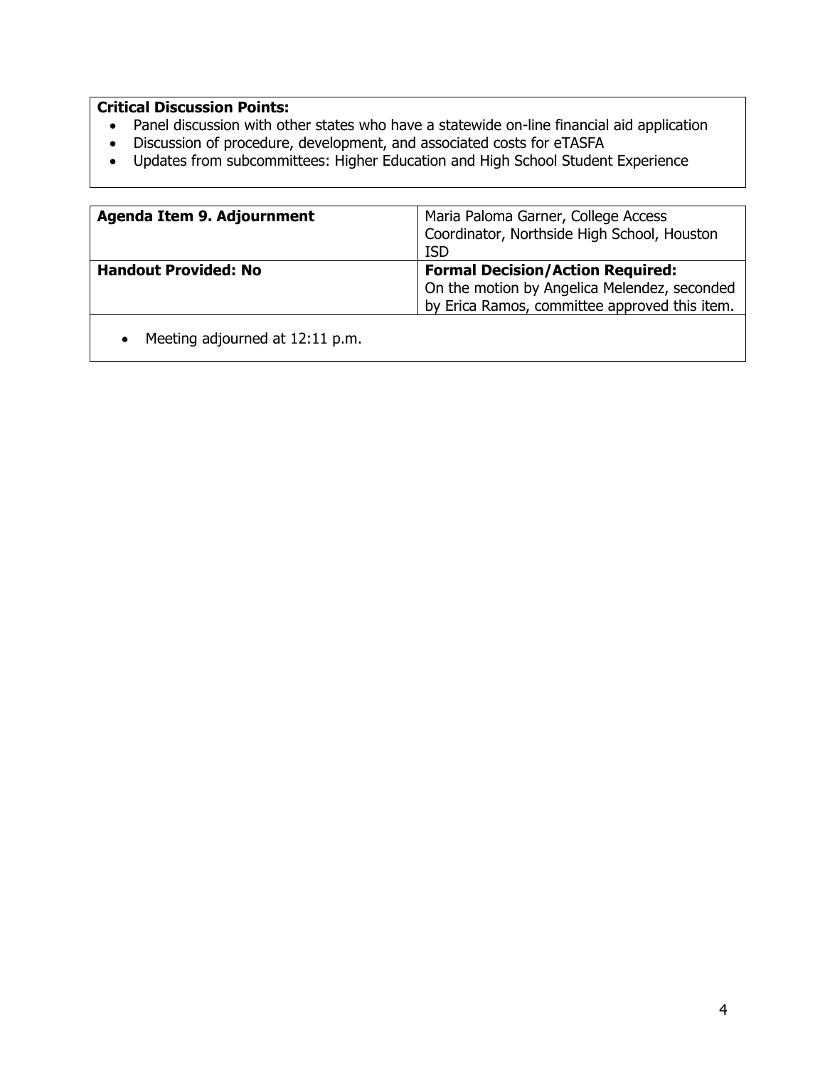**Critical Discussion Points:**

- Panel discussion with other states who have a statewide on-line financial aid application
- Discussion of procedure, development, and associated costs for eTASFA
- Updates from subcommittees: Higher Education and High School Student Experience

| | |
|---|---|
| **Agenda Item 9. Adjournment** | Maria Paloma Garner, College Access Coordinator, Northside High School, Houston ISD |
| **Handout Provided: No** | **Formal Decision/Action Required:** On the motion by Angelica Melendez, seconded by Erica Ramos, committee approved this item. |

- Meeting adjourned at 12:11 p.m.